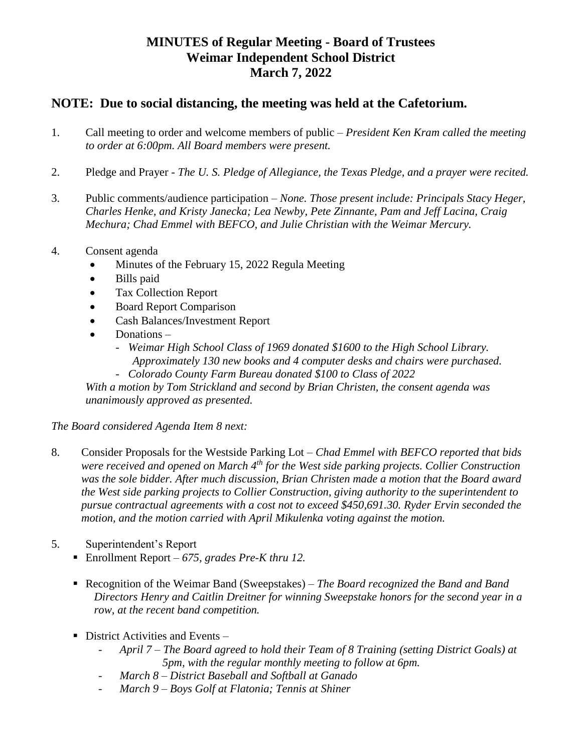# MINUTES of Regular Meeting - Board of Trustees
# Weimar Independent School District
# March 7, 2022

## NOTE: Due to social distancing, the meeting was held at the Cafetorium.

1. Call meeting to order and welcome members of public – *President Ken Kram called the meeting to order at 6:00pm. All Board members were present.*

2. Pledge and Prayer - *The U. S. Pledge of Allegiance, the Texas Pledge, and a prayer were recited.*

3. Public comments/audience participation – *None. Those present include: Principals Stacy Heger, Charles Henke, and Kristy Janecka; Lea Newby, Pete Zinnante, Pam and Jeff Lacina, Craig Mechura; Chad Emmel with BEFCO, and Julie Christian with the Weimar Mercury.*

4. Consent agenda
   - Minutes of the February 15, 2022 Regula Meeting
   - Bills paid
   - Tax Collection Report
   - Board Report Comparison
   - Cash Balances/Investment Report
   - Donations –
     - *Weimar High School Class of 1969 donated $1600 to the High School Library. Approximately 130 new books and 4 computer desks and chairs were purchased.*
     - *Colorado County Farm Bureau donated $100 to Class of 2022*

   *With a motion by Tom Strickland and second by Brian Christen, the consent agenda was unanimously approved as presented.*

*The Board considered Agenda Item 8 next:*

8. Consider Proposals for the Westside Parking Lot – *Chad Emmel with BEFCO reported that bids were received and opened on March 4th for the West side parking projects. Collier Construction was the sole bidder. After much discussion, Brian Christen made a motion that the Board award the West side parking projects to Collier Construction, giving authority to the superintendent to pursue contractual agreements with a cost not to exceed $450,691.30. Ryder Ervin seconded the motion, and the motion carried with April Mikulenka voting against the motion.*

5. Superintendent's Report
   - Enrollment Report – *675, grades Pre-K thru 12.*
   - Recognition of the Weimar Band (Sweepstakes) – *The Board recognized the Band and Band Directors Henry and Caitlin Dreitner for winning Sweepstake honors for the second year in a row, at the recent band competition.*
   - District Activities and Events –
     - *April 7 – The Board agreed to hold their Team of 8 Training (setting District Goals) at 5pm, with the regular monthly meeting to follow at 6pm.*
     - *March 8 – District Baseball and Softball at Ganado*
     - *March 9 – Boys Golf at Flatonia; Tennis at Shiner*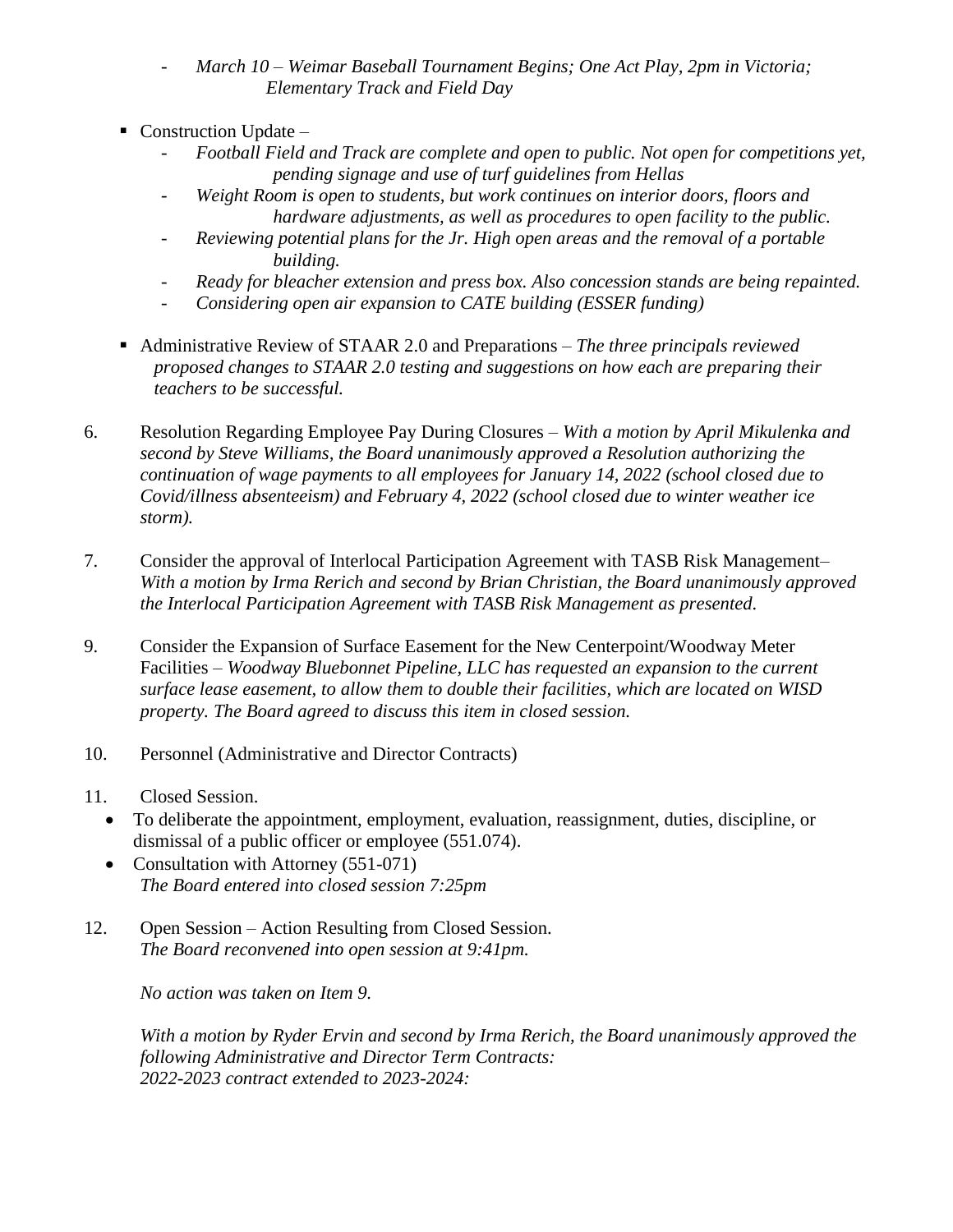- *March 10 – Weimar Baseball Tournament Begins; One Act Play, 2pm in Victoria; Elementary Track and Field Day*

- Construction Update –
  - *Football Field and Track are complete and open to public. Not open for competitions yet, pending signage and use of turf guidelines from Hellas*
  - *Weight Room is open to students, but work continues on interior doors, floors and hardware adjustments, as well as procedures to open facility to the public.*
  - *Reviewing potential plans for the Jr. High open areas and the removal of a portable building.*
  - *Ready for bleacher extension and press box. Also concession stands are being repainted.*
  - *Considering open air expansion to CATE building (ESSER funding)*

- Administrative Review of STAAR 2.0 and Preparations – *The three principals reviewed proposed changes to STAAR 2.0 testing and suggestions on how each are preparing their teachers to be successful.*

6. Resolution Regarding Employee Pay During Closures – *With a motion by April Mikulenka and second by Steve Williams, the Board unanimously approved a Resolution authorizing the continuation of wage payments to all employees for January 14, 2022 (school closed due to Covid/illness absenteeism) and February 4, 2022 (school closed due to winter weather ice storm).*

7. Consider the approval of Interlocal Participation Agreement with TASB Risk Management– *With a motion by Irma Rerich and second by Brian Christian, the Board unanimously approved the Interlocal Participation Agreement with TASB Risk Management as presented.*

9. Consider the Expansion of Surface Easement for the New Centerpoint/Woodway Meter Facilities – *Woodway Bluebonnet Pipeline, LLC has requested an expansion to the current surface lease easement, to allow them to double their facilities, which are located on WISD property. The Board agreed to discuss this item in closed session.*

10. Personnel (Administrative and Director Contracts)

11. Closed Session.
    - To deliberate the appointment, employment, evaluation, reassignment, duties, discipline, or dismissal of a public officer or employee (551.074).
    - Consultation with Attorney (551-071)
      *The Board entered into closed session 7:25pm*

12. Open Session – Action Resulting from Closed Session.
    *The Board reconvened into open session at 9:41pm.*

    *No action was taken on Item 9.*

    *With a motion by Ryder Ervin and second by Irma Rerich, the Board unanimously approved the following Administrative and Director Term Contracts:*
    *2022-2023 contract extended to 2023-2024:*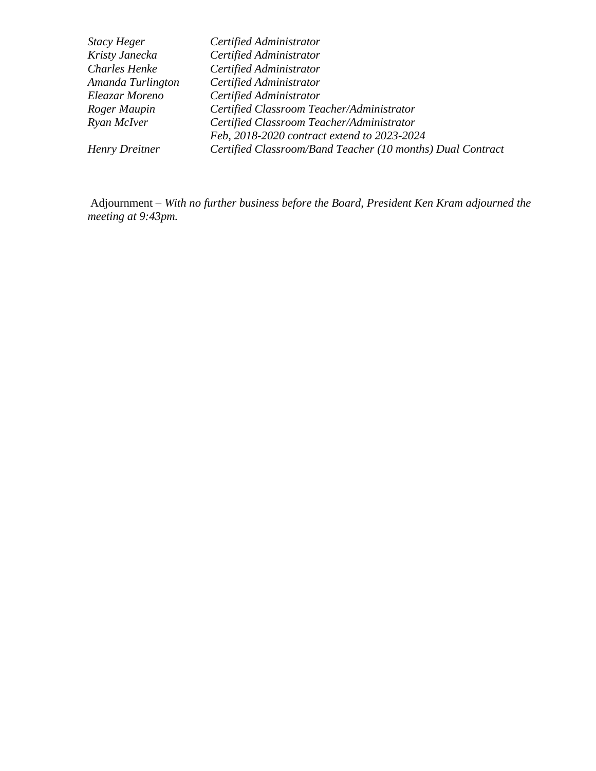| | |
|---|---|
| *Stacy Heger* | *Certified Administrator* |
| *Kristy Janecka* | *Certified Administrator* |
| *Charles Henke* | *Certified Administrator* |
| *Amanda Turlington* | *Certified Administrator* |
| *Eleazar Moreno* | *Certified Administrator* |
| *Roger Maupin* | *Certified Classroom Teacher/Administrator* |
| *Ryan McIver* | *Certified Classroom Teacher/Administrator* |
| | *Feb, 2018-2020 contract extend to 2023-2024* |
| *Henry Dreitner* | *Certified Classroom/Band Teacher (10 months) Dual Contract* |

Adjournment – *With no further business before the Board, President Ken Kram adjourned the meeting at 9:43pm.*